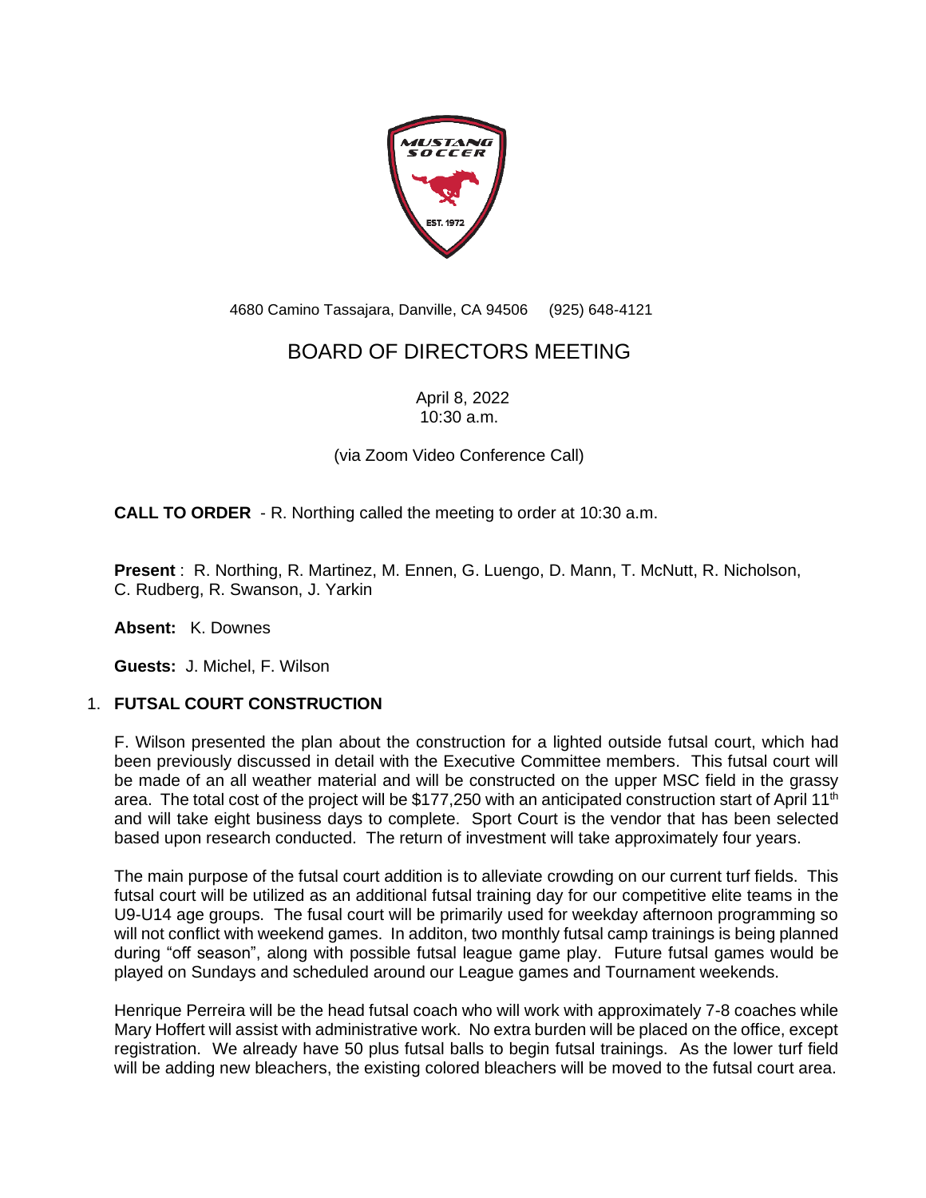4680 Camino Tassajara, Danville, CA 94506 (925) 648-4121

# BOARD OF DIRECTORS MEETING

April 8, 2022
10:30 a.m.

(via Zoom Video Conference Call)

**CALL TO ORDER** - R. Northing called the meeting to order at 10:30 a.m.

**Present** : R. Northing, R. Martinez, M. Ennen, G. Luengo, D. Mann, T. McNutt, R. Nicholson, C. Rudberg, R. Swanson, J. Yarkin

**Absent:** K. Downes

**Guests:** J. Michel, F. Wilson

## 1. FUTSAL COURT CONSTRUCTION

F. Wilson presented the plan about the construction for a lighted outside futsal court, which had been previously discussed in detail with the Executive Committee members. This futsal court will be made of an all weather material and will be constructed on the upper MSC field in the grassy area. The total cost of the project will be $177,250 with an anticipated construction start of April 11th and will take eight business days to complete. Sport Court is the vendor that has been selected based upon research conducted. The return of investment will take approximately four years.

The main purpose of the futsal court addition is to alleviate crowding on our current turf fields. This futsal court will be utilized as an additional futsal training day for our competitive elite teams in the U9-U14 age groups. The fusal court will be primarily used for weekday afternoon programming so will not conflict with weekend games. In additon, two monthly futsal camp trainings is being planned during "off season", along with possible futsal league game play. Future futsal games would be played on Sundays and scheduled around our League games and Tournament weekends.

Henrique Perreira will be the head futsal coach who will work with approximately 7-8 coaches while Mary Hoffert will assist with administrative work. No extra burden will be placed on the office, except registration. We already have 50 plus futsal balls to begin futsal trainings. As the lower turf field will be adding new bleachers, the existing colored bleachers will be moved to the futsal court area.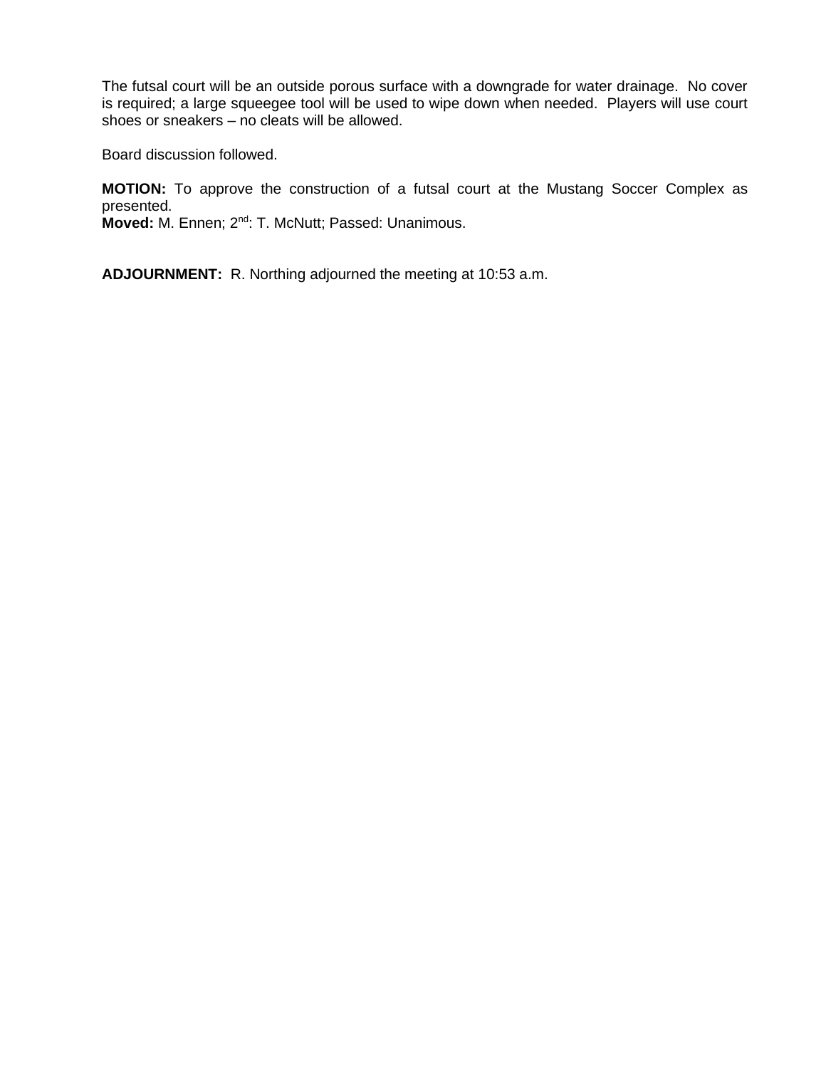The futsal court will be an outside porous surface with a downgrade for water drainage. No cover is required; a large squeegee tool will be used to wipe down when needed. Players will use court shoes or sneakers – no cleats will be allowed.

Board discussion followed.

**MOTION:** To approve the construction of a futsal court at the Mustang Soccer Complex as presented.
**Moved:** M. Ennen; 2nd: T. McNutt; Passed: Unanimous.

**ADJOURNMENT:** R. Northing adjourned the meeting at 10:53 a.m.